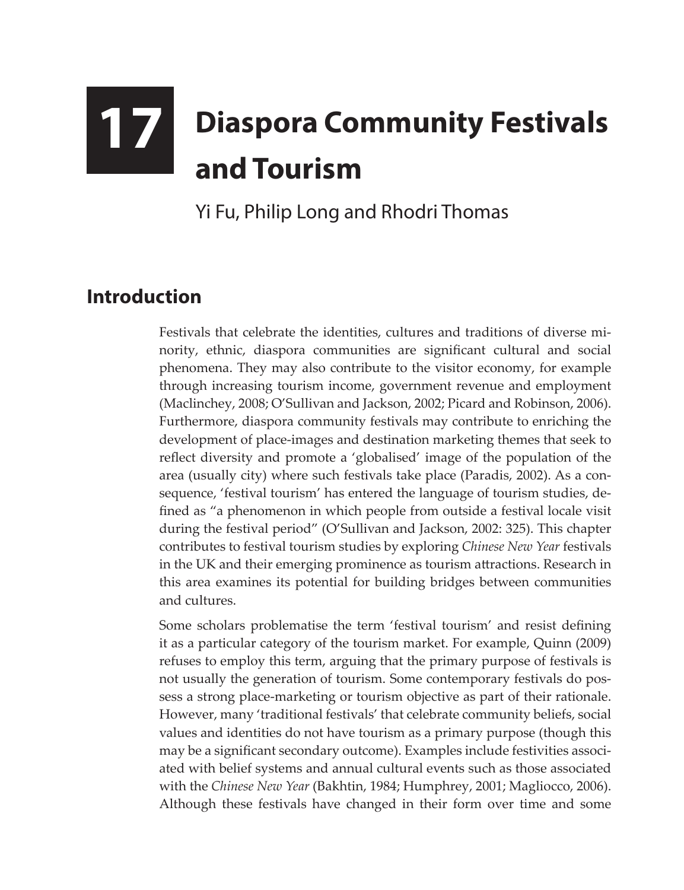# 17 Diaspora Community Festivals and Tourism

Yi Fu, Philip Long and Rhodri Thomas

## Introduction

Festivals that celebrate the identities, cultures and traditions of diverse minority, ethnic, diaspora communities are significant cultural and social phenomena. They may also contribute to the visitor economy, for example through increasing tourism income, government revenue and employment (Maclinchey, 2008; O'Sullivan and Jackson, 2002; Picard and Robinson, 2006). Furthermore, diaspora community festivals may contribute to enriching the development of place-images and destination marketing themes that seek to reflect diversity and promote a 'globalised' image of the population of the area (usually city) where such festivals take place (Paradis, 2002). As a consequence, 'festival tourism' has entered the language of tourism studies, defined as "a phenomenon in which people from outside a festival locale visit during the festival period" (O'Sullivan and Jackson, 2002: 325). This chapter contributes to festival tourism studies by exploring *Chinese New Year* festivals in the UK and their emerging prominence as tourism attractions. Research in this area examines its potential for building bridges between communities and cultures.

Some scholars problematise the term 'festival tourism' and resist defining it as a particular category of the tourism market. For example, Quinn (2009) refuses to employ this term, arguing that the primary purpose of festivals is not usually the generation of tourism. Some contemporary festivals do possess a strong place-marketing or tourism objective as part of their rationale. However, many 'traditional festivals' that celebrate community beliefs, social values and identities do not have tourism as a primary purpose (though this may be a significant secondary outcome). Examples include festivities associated with belief systems and annual cultural events such as those associated with the *Chinese New Year* (Bakhtin, 1984; Humphrey, 2001; Magliocco, 2006). Although these festivals have changed in their form over time and some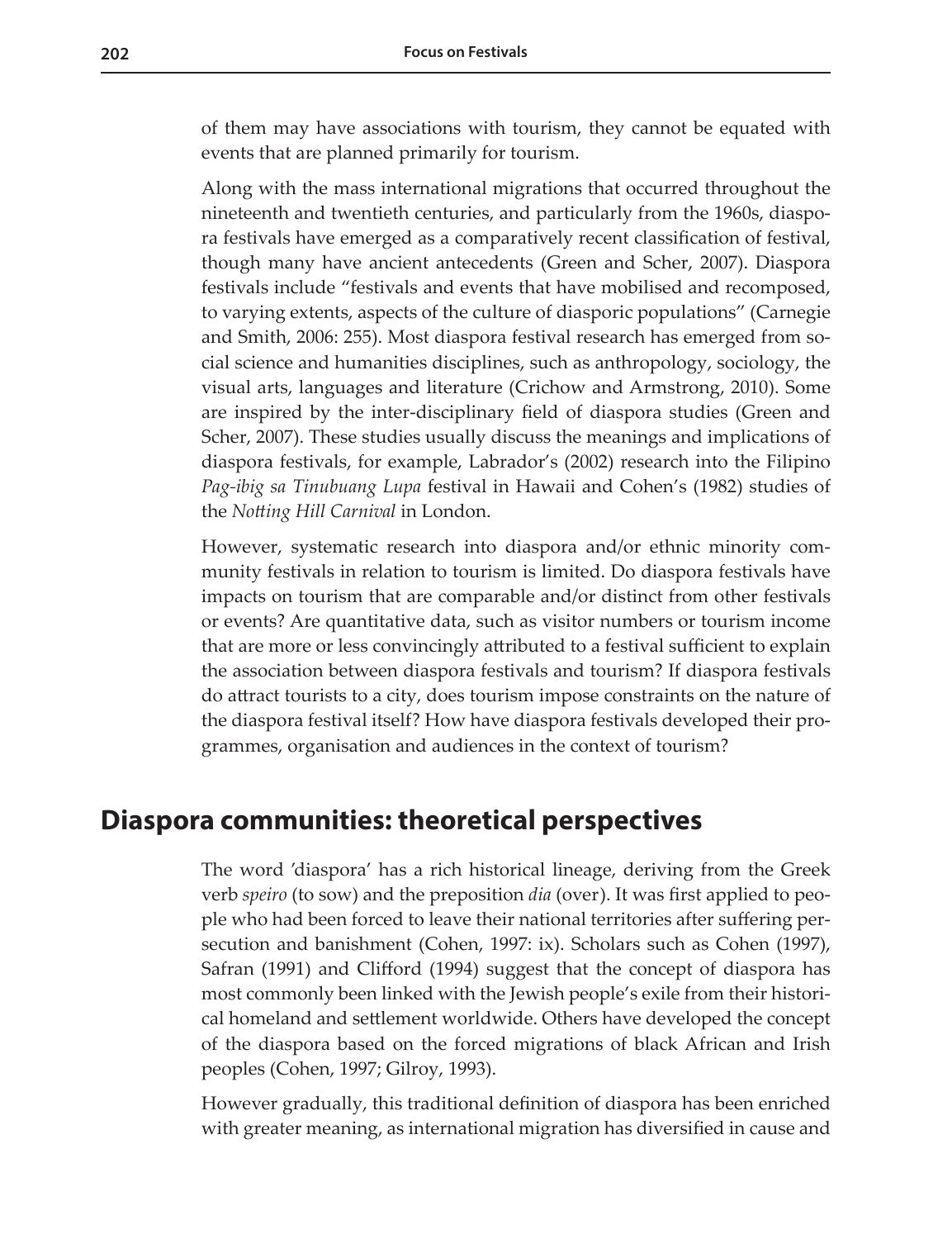of them may have associations with tourism, they cannot be equated with events that are planned primarily for tourism.

Along with the mass international migrations that occurred throughout the nineteenth and twentieth centuries, and particularly from the 1960s, diaspora festivals have emerged as a comparatively recent classification of festival, though many have ancient antecedents (Green and Scher, 2007). Diaspora festivals include "festivals and events that have mobilised and recomposed, to varying extents, aspects of the culture of diasporic populations" (Carnegie and Smith, 2006: 255). Most diaspora festival research has emerged from social science and humanities disciplines, such as anthropology, sociology, the visual arts, languages and literature (Crichow and Armstrong, 2010). Some are inspired by the inter-disciplinary field of diaspora studies (Green and Scher, 2007). These studies usually discuss the meanings and implications of diaspora festivals, for example, Labrador's (2002) research into the Filipino *Pag-ibig sa Tinubuang Lupa* festival in Hawaii and Cohen's (1982) studies of the *Notting Hill Carnival* in London.

However, systematic research into diaspora and/or ethnic minority community festivals in relation to tourism is limited. Do diaspora festivals have impacts on tourism that are comparable and/or distinct from other festivals or events? Are quantitative data, such as visitor numbers or tourism income that are more or less convincingly attributed to a festival sufficient to explain the association between diaspora festivals and tourism? If diaspora festivals do attract tourists to a city, does tourism impose constraints on the nature of the diaspora festival itself? How have diaspora festivals developed their programmes, organisation and audiences in the context of tourism?

## Diaspora communities: theoretical perspectives

The word 'diaspora' has a rich historical lineage, deriving from the Greek verb *speiro* (to sow) and the preposition *dia* (over). It was first applied to people who had been forced to leave their national territories after suffering persecution and banishment (Cohen, 1997: ix). Scholars such as Cohen (1997), Safran (1991) and Clifford (1994) suggest that the concept of diaspora has most commonly been linked with the Jewish people's exile from their historical homeland and settlement worldwide. Others have developed the concept of the diaspora based on the forced migrations of black African and Irish peoples (Cohen, 1997; Gilroy, 1993).

However gradually, this traditional definition of diaspora has been enriched with greater meaning, as international migration has diversified in cause and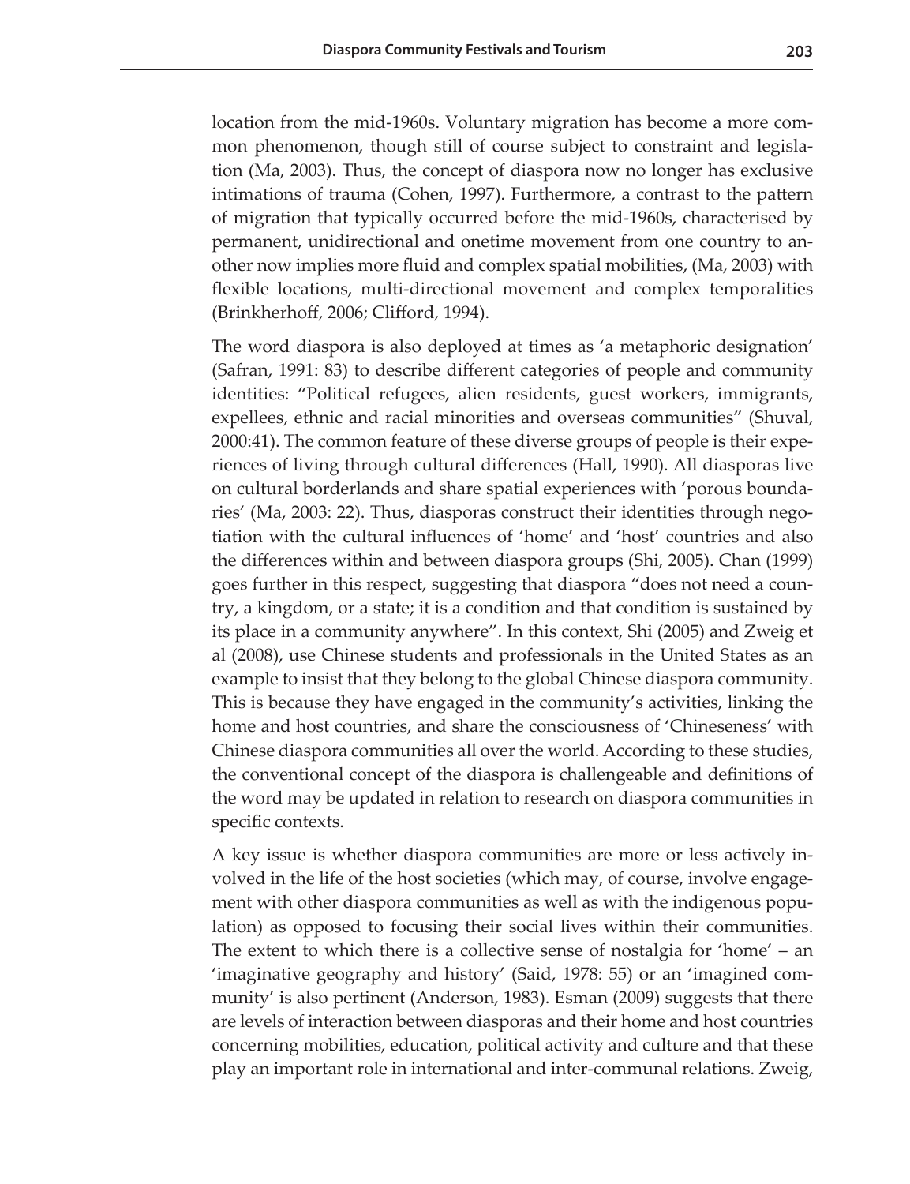location from the mid-1960s. Voluntary migration has become a more common phenomenon, though still of course subject to constraint and legislation (Ma, 2003). Thus, the concept of diaspora now no longer has exclusive intimations of trauma (Cohen, 1997). Furthermore, a contrast to the pattern of migration that typically occurred before the mid-1960s, characterised by permanent, unidirectional and onetime movement from one country to another now implies more fluid and complex spatial mobilities, (Ma, 2003) with flexible locations, multi-directional movement and complex temporalities (Brinkherhoff, 2006; Clifford, 1994).

The word diaspora is also deployed at times as 'a metaphoric designation' (Safran, 1991: 83) to describe different categories of people and community identities: "Political refugees, alien residents, guest workers, immigrants, expellees, ethnic and racial minorities and overseas communities" (Shuval, 2000:41). The common feature of these diverse groups of people is their experiences of living through cultural differences (Hall, 1990). All diasporas live on cultural borderlands and share spatial experiences with 'porous boundaries' (Ma, 2003: 22). Thus, diasporas construct their identities through negotiation with the cultural influences of 'home' and 'host' countries and also the differences within and between diaspora groups (Shi, 2005). Chan (1999) goes further in this respect, suggesting that diaspora "does not need a country, a kingdom, or a state; it is a condition and that condition is sustained by its place in a community anywhere". In this context, Shi (2005) and Zweig et al (2008), use Chinese students and professionals in the United States as an example to insist that they belong to the global Chinese diaspora community. This is because they have engaged in the community's activities, linking the home and host countries, and share the consciousness of 'Chineseness' with Chinese diaspora communities all over the world. According to these studies, the conventional concept of the diaspora is challengeable and definitions of the word may be updated in relation to research on diaspora communities in specific contexts.

A key issue is whether diaspora communities are more or less actively involved in the life of the host societies (which may, of course, involve engagement with other diaspora communities as well as with the indigenous population) as opposed to focusing their social lives within their communities. The extent to which there is a collective sense of nostalgia for 'home' – an 'imaginative geography and history' (Said, 1978: 55) or an 'imagined community' is also pertinent (Anderson, 1983). Esman (2009) suggests that there are levels of interaction between diasporas and their home and host countries concerning mobilities, education, political activity and culture and that these play an important role in international and inter-communal relations. Zweig,